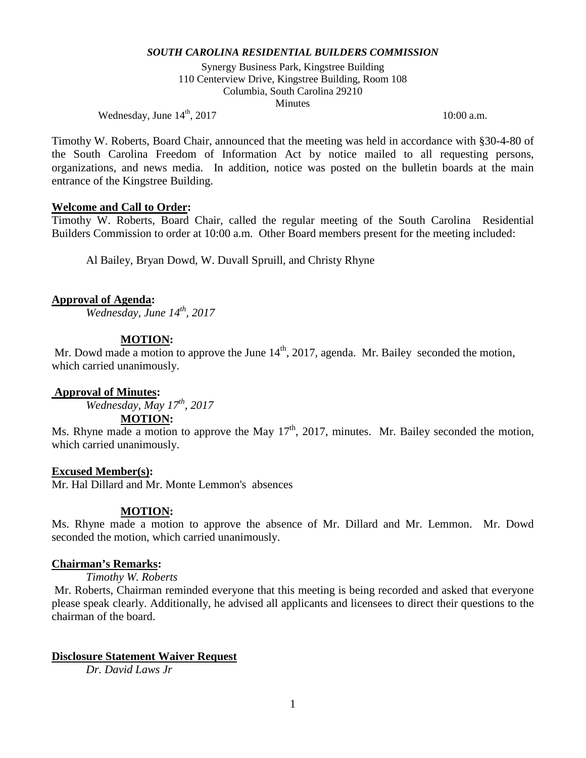***SOUTH CAROLINA RESIDENTIAL BUILDERS COMMISSION***

Synergy Business Park, Kingstree Building
110 Centerview Drive, Kingstree Building, Room 108
Columbia, South Carolina 29210
Minutes

Wednesday, June 14th, 2017 10:00 a.m.

Timothy W. Roberts, Board Chair, announced that the meeting was held in accordance with §30-4-80 of the South Carolina Freedom of Information Act by notice mailed to all requesting persons, organizations, and news media. In addition, notice was posted on the bulletin boards at the main entrance of the Kingstree Building.

**Welcome and Call to Order:**

Timothy W. Roberts, Board Chair, called the regular meeting of the South Carolina Residential Builders Commission to order at 10:00 a.m. Other Board members present for the meeting included:

Al Bailey, Bryan Dowd, W. Duvall Spruill, and Christy Rhyne

**Approval of Agenda:**

*Wednesday, June 14th, 2017*

**MOTION:**

Mr. Dowd made a motion to approve the June 14th, 2017, agenda. Mr. Bailey seconded the motion, which carried unanimously.

**Approval of Minutes:**

*Wednesday, May 17th, 2017*

**MOTION:**

Ms. Rhyne made a motion to approve the May 17th, 2017, minutes. Mr. Bailey seconded the motion, which carried unanimously.

**Excused Member(s):**

Mr. Hal Dillard and Mr. Monte Lemmon's absences

**MOTION:**

Ms. Rhyne made a motion to approve the absence of Mr. Dillard and Mr. Lemmon. Mr. Dowd seconded the motion, which carried unanimously.

**Chairman's Remarks:**

*Timothy W. Roberts*

Mr. Roberts, Chairman reminded everyone that this meeting is being recorded and asked that everyone please speak clearly. Additionally, he advised all applicants and licensees to direct their questions to the chairman of the board.

**Disclosure Statement Waiver Request**

*Dr. David Laws Jr*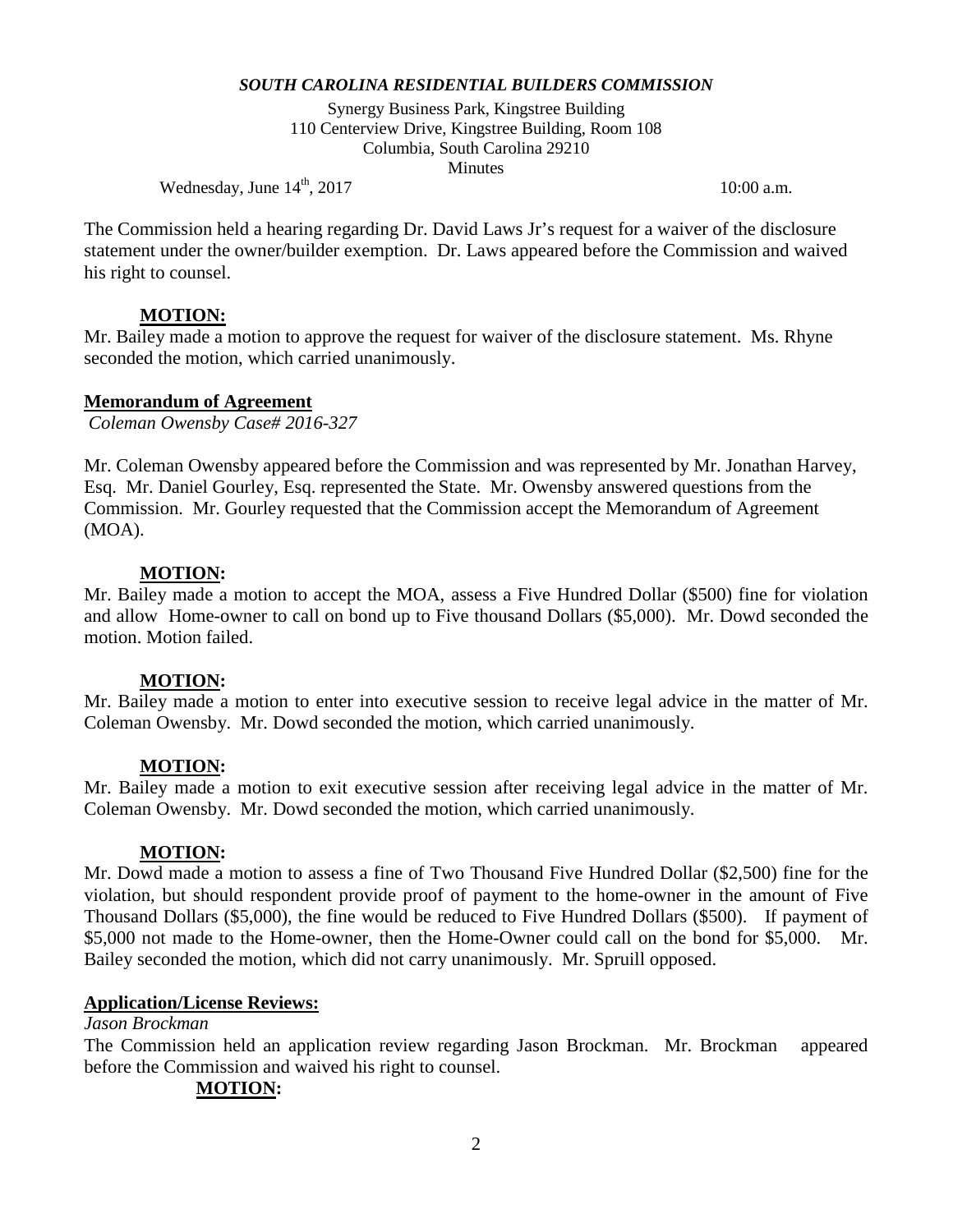*SOUTH CAROLINA RESIDENTIAL BUILDERS COMMISSION*

Synergy Business Park, Kingstree Building
110 Centerview Drive, Kingstree Building, Room 108
Columbia, South Carolina 29210
Minutes

Wednesday, June 14th, 2017 10:00 a.m.

The Commission held a hearing regarding Dr. David Laws Jr's request for a waiver of the disclosure statement under the owner/builder exemption. Dr. Laws appeared before the Commission and waived his right to counsel.

**MOTION:**

Mr. Bailey made a motion to approve the request for waiver of the disclosure statement. Ms. Rhyne seconded the motion, which carried unanimously.

**Memorandum of Agreement**

*Coleman Owensby Case# 2016-327*

Mr. Coleman Owensby appeared before the Commission and was represented by Mr. Jonathan Harvey, Esq. Mr. Daniel Gourley, Esq. represented the State. Mr. Owensby answered questions from the Commission. Mr. Gourley requested that the Commission accept the Memorandum of Agreement (MOA).

**MOTION:**

Mr. Bailey made a motion to accept the MOA, assess a Five Hundred Dollar ($500) fine for violation and allow Home-owner to call on bond up to Five thousand Dollars ($5,000). Mr. Dowd seconded the motion. Motion failed.

**MOTION:**

Mr. Bailey made a motion to enter into executive session to receive legal advice in the matter of Mr. Coleman Owensby. Mr. Dowd seconded the motion, which carried unanimously.

**MOTION:**

Mr. Bailey made a motion to exit executive session after receiving legal advice in the matter of Mr. Coleman Owensby. Mr. Dowd seconded the motion, which carried unanimously.

**MOTION:**

Mr. Dowd made a motion to assess a fine of Two Thousand Five Hundred Dollar ($2,500) fine for the violation, but should respondent provide proof of payment to the home-owner in the amount of Five Thousand Dollars ($5,000), the fine would be reduced to Five Hundred Dollars ($500). If payment of $5,000 not made to the Home-owner, then the Home-Owner could call on the bond for $5,000. Mr. Bailey seconded the motion, which did not carry unanimously. Mr. Spruill opposed.

**Application/License Reviews:**

*Jason Brockman*

The Commission held an application review regarding Jason Brockman. Mr. Brockman appeared before the Commission and waived his right to counsel.

**MOTION:**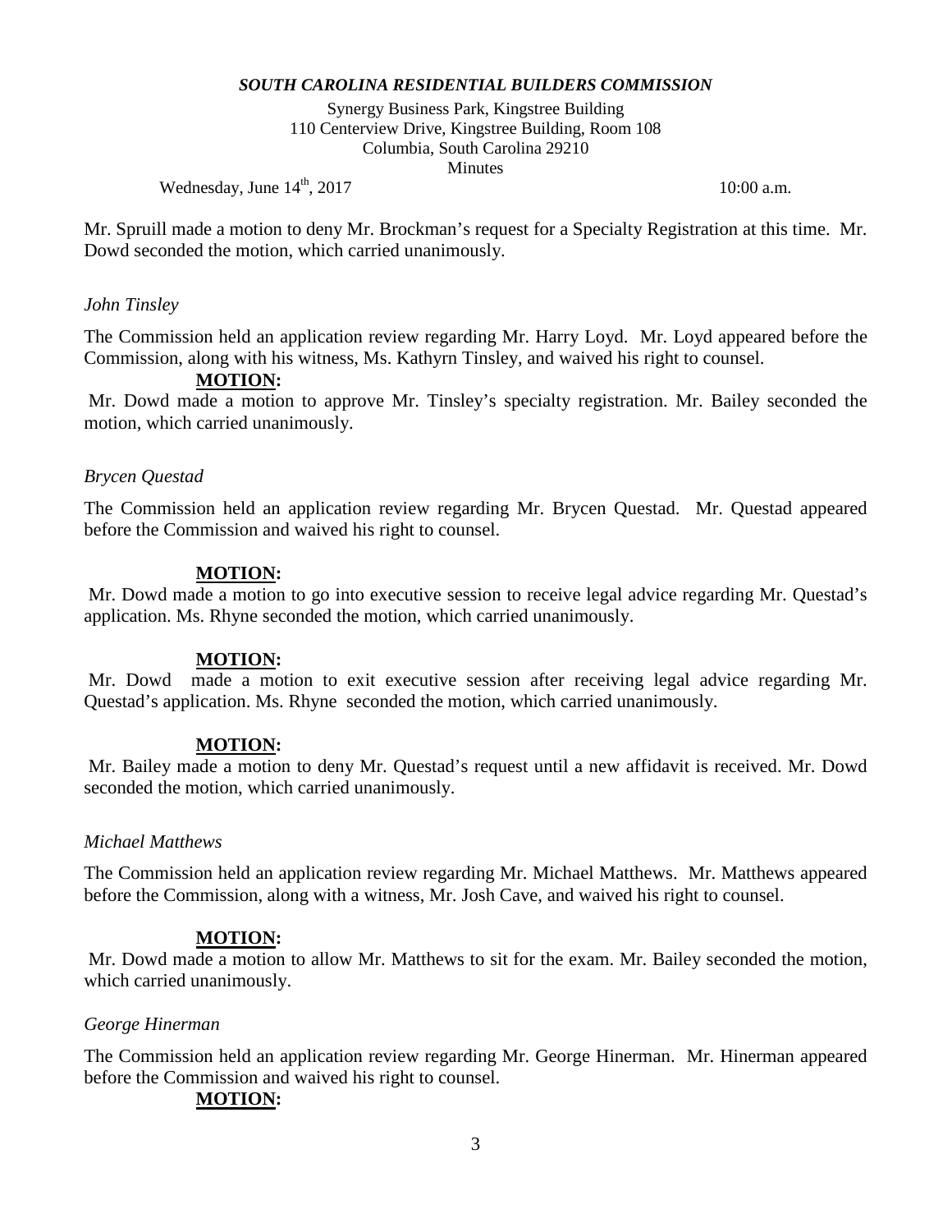Mr. Spruill made a motion to deny Mr. Brockman's request for a Specialty Registration at this time. Mr. Dowd seconded the motion, which carried unanimously.

*John Tinsley*

The Commission held an application review regarding Mr. Harry Loyd. Mr. Loyd appeared before the Commission, along with his witness, Ms. Kathyrn Tinsley, and waived his right to counsel.

**MOTION:**

Mr. Dowd made a motion to approve Mr. Tinsley's specialty registration. Mr. Bailey seconded the motion, which carried unanimously.

*Brycen Questad*

The Commission held an application review regarding Mr. Brycen Questad. Mr. Questad appeared before the Commission and waived his right to counsel.

**MOTION:**

Mr. Dowd made a motion to go into executive session to receive legal advice regarding Mr. Questad's application. Ms. Rhyne seconded the motion, which carried unanimously.

**MOTION:**

Mr. Dowd made a motion to exit executive session after receiving legal advice regarding Mr. Questad's application. Ms. Rhyne seconded the motion, which carried unanimously.

**MOTION:**

Mr. Bailey made a motion to deny Mr. Questad's request until a new affidavit is received. Mr. Dowd seconded the motion, which carried unanimously.

*Michael Matthews*

The Commission held an application review regarding Mr. Michael Matthews. Mr. Matthews appeared before the Commission, along with a witness, Mr. Josh Cave, and waived his right to counsel.

**MOTION:**

Mr. Dowd made a motion to allow Mr. Matthews to sit for the exam. Mr. Bailey seconded the motion, which carried unanimously.

*George Hinerman*

The Commission held an application review regarding Mr. George Hinerman. Mr. Hinerman appeared before the Commission and waived his right to counsel.

**MOTION:**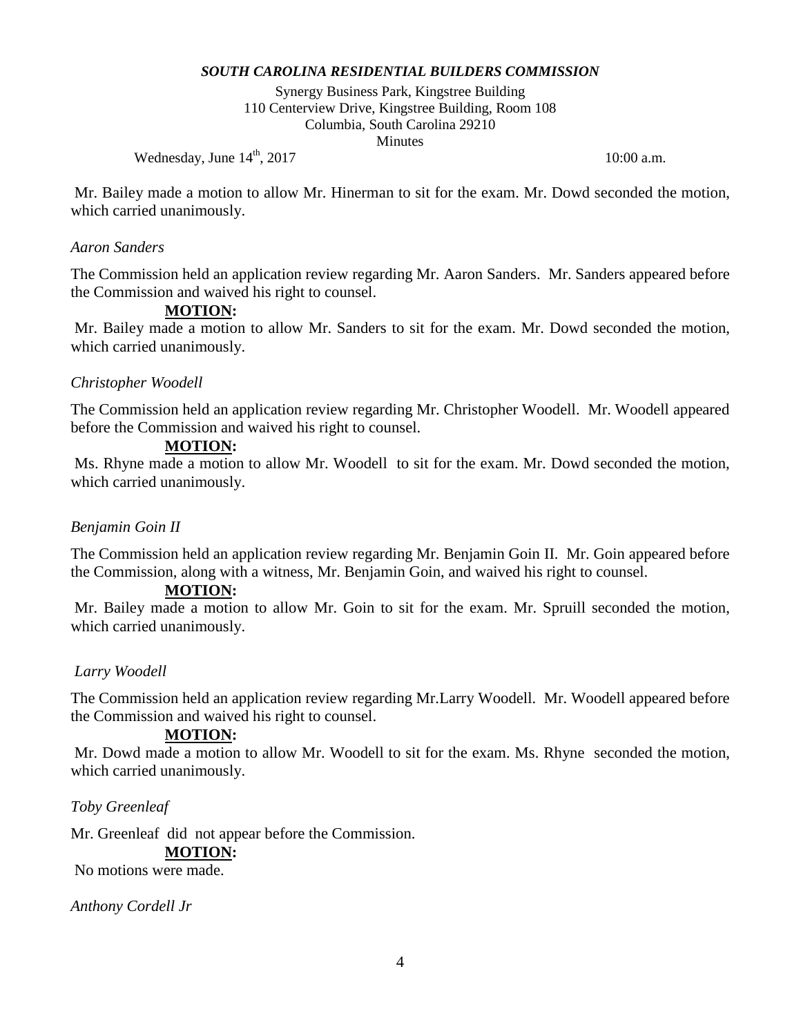Mr. Bailey made a motion to allow Mr. Hinerman to sit for the exam. Mr. Dowd seconded the motion, which carried unanimously.

*Aaron Sanders*

The Commission held an application review regarding Mr. Aaron Sanders. Mr. Sanders appeared before the Commission and waived his right to counsel.

**MOTION:**

Mr. Bailey made a motion to allow Mr. Sanders to sit for the exam. Mr. Dowd seconded the motion, which carried unanimously.

*Christopher Woodell*

The Commission held an application review regarding Mr. Christopher Woodell. Mr. Woodell appeared before the Commission and waived his right to counsel.

**MOTION:**

Ms. Rhyne made a motion to allow Mr. Woodell to sit for the exam. Mr. Dowd seconded the motion, which carried unanimously.

*Benjamin Goin II*

The Commission held an application review regarding Mr. Benjamin Goin II. Mr. Goin appeared before the Commission, along with a witness, Mr. Benjamin Goin, and waived his right to counsel.

**MOTION:**

Mr. Bailey made a motion to allow Mr. Goin to sit for the exam. Mr. Spruill seconded the motion, which carried unanimously.

*Larry Woodell*

The Commission held an application review regarding Mr.Larry Woodell. Mr. Woodell appeared before the Commission and waived his right to counsel.

**MOTION:**

Mr. Dowd made a motion to allow Mr. Woodell to sit for the exam. Ms. Rhyne seconded the motion, which carried unanimously.

*Toby Greenleaf*

Mr. Greenleaf did not appear before the Commission.

**MOTION:**

No motions were made.

*Anthony Cordell Jr*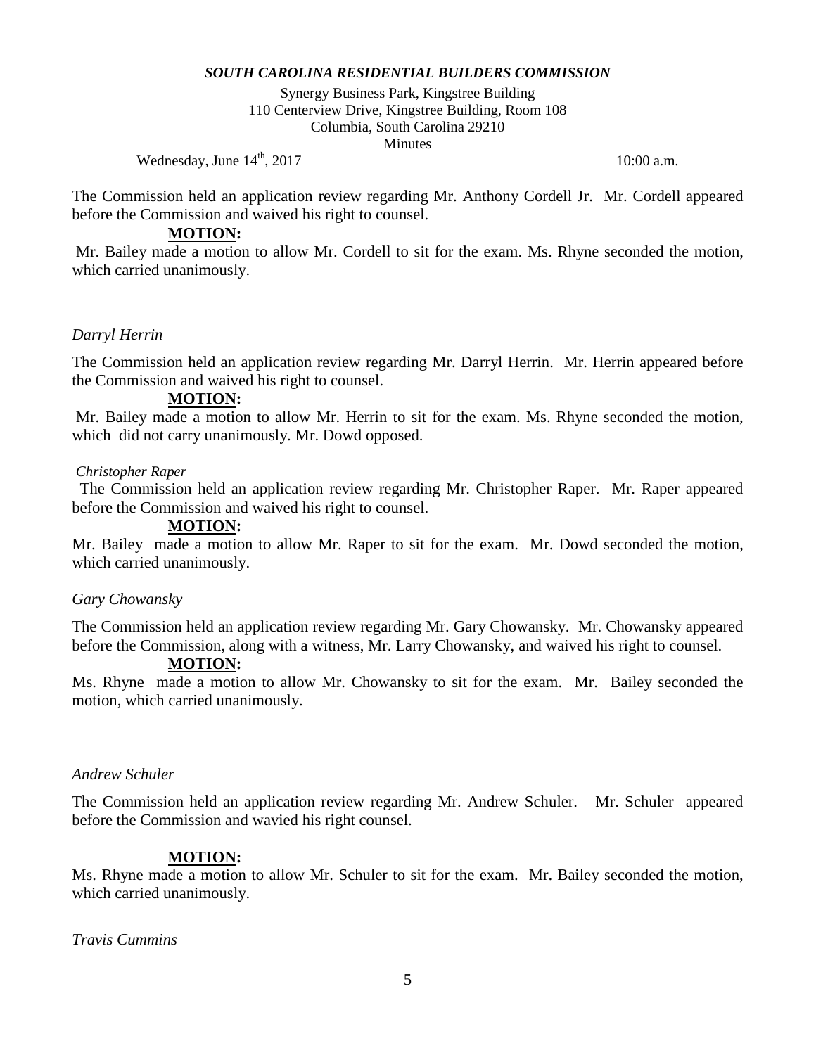*SOUTH CAROLINA RESIDENTIAL BUILDERS COMMISSION*

Synergy Business Park, Kingstree Building
110 Centerview Drive, Kingstree Building, Room 108
Columbia, South Carolina 29210
Minutes

Wednesday, June 14th, 2017 10:00 a.m.

The Commission held an application review regarding Mr. Anthony Cordell Jr. Mr. Cordell appeared before the Commission and waived his right to counsel.

**MOTION:**

Mr. Bailey made a motion to allow Mr. Cordell to sit for the exam. Ms. Rhyne seconded the motion, which carried unanimously.

*Darryl Herrin*

The Commission held an application review regarding Mr. Darryl Herrin. Mr. Herrin appeared before the Commission and waived his right to counsel.

**MOTION:**

Mr. Bailey made a motion to allow Mr. Herrin to sit for the exam. Ms. Rhyne seconded the motion, which did not carry unanimously. Mr. Dowd opposed.

*Christopher Raper*

The Commission held an application review regarding Mr. Christopher Raper. Mr. Raper appeared before the Commission and waived his right to counsel.

**MOTION:**

Mr. Bailey made a motion to allow Mr. Raper to sit for the exam. Mr. Dowd seconded the motion, which carried unanimously.

*Gary Chowansky*

The Commission held an application review regarding Mr. Gary Chowansky. Mr. Chowansky appeared before the Commission, along with a witness, Mr. Larry Chowansky, and waived his right to counsel.

**MOTION:**

Ms. Rhyne made a motion to allow Mr. Chowansky to sit for the exam. Mr. Bailey seconded the motion, which carried unanimously.

*Andrew Schuler*

The Commission held an application review regarding Mr. Andrew Schuler. Mr. Schuler appeared before the Commission and wavied his right counsel.

**MOTION:**

Ms. Rhyne made a motion to allow Mr. Schuler to sit for the exam. Mr. Bailey seconded the motion, which carried unanimously.

*Travis Cummins*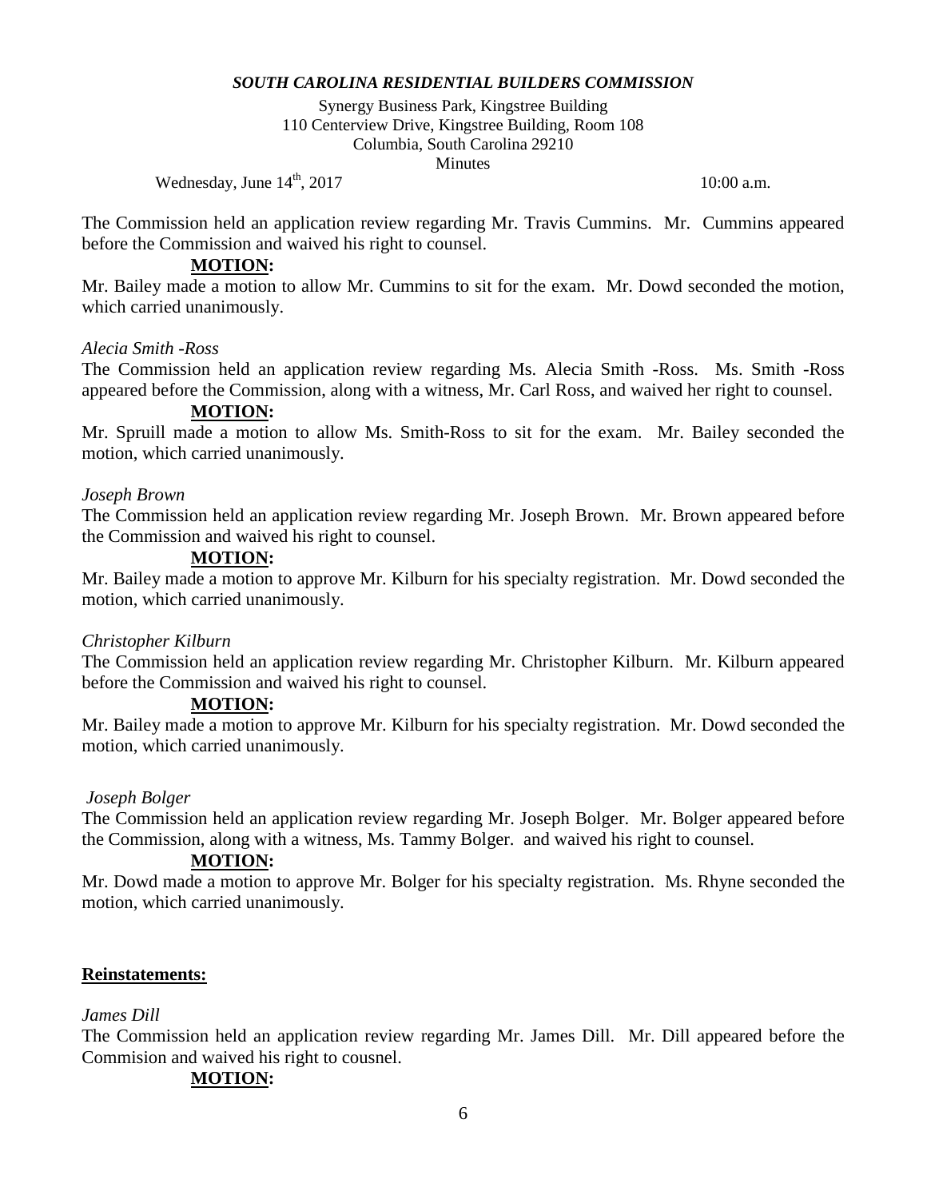*SOUTH CAROLINA RESIDENTIAL BUILDERS COMMISSION*

Synergy Business Park, Kingstree Building
110 Centerview Drive, Kingstree Building, Room 108
Columbia, South Carolina 29210
Minutes

Wednesday, June 14th, 2017 10:00 a.m.

The Commission held an application review regarding Mr. Travis Cummins. Mr. Cummins appeared before the Commission and waived his right to counsel.

**MOTION:**

Mr. Bailey made a motion to allow Mr. Cummins to sit for the exam. Mr. Dowd seconded the motion, which carried unanimously.

*Alecia Smith -Ross*

The Commission held an application review regarding Ms. Alecia Smith -Ross. Ms. Smith -Ross appeared before the Commission, along with a witness, Mr. Carl Ross, and waived her right to counsel.

**MOTION:**

Mr. Spruill made a motion to allow Ms. Smith-Ross to sit for the exam. Mr. Bailey seconded the motion, which carried unanimously.

*Joseph Brown*

The Commission held an application review regarding Mr. Joseph Brown. Mr. Brown appeared before the Commission and waived his right to counsel.

**MOTION:**

Mr. Bailey made a motion to approve Mr. Kilburn for his specialty registration. Mr. Dowd seconded the motion, which carried unanimously.

*Christopher Kilburn*

The Commission held an application review regarding Mr. Christopher Kilburn. Mr. Kilburn appeared before the Commission and waived his right to counsel.

**MOTION:**

Mr. Bailey made a motion to approve Mr. Kilburn for his specialty registration. Mr. Dowd seconded the motion, which carried unanimously.

*Joseph Bolger*

The Commission held an application review regarding Mr. Joseph Bolger. Mr. Bolger appeared before the Commission, along with a witness, Ms. Tammy Bolger. and waived his right to counsel.

**MOTION:**

Mr. Dowd made a motion to approve Mr. Bolger for his specialty registration. Ms. Rhyne seconded the motion, which carried unanimously.

**Reinstatements:**

*James Dill*

The Commission held an application review regarding Mr. James Dill. Mr. Dill appeared before the Commision and waived his right to cousnel.

**MOTION:**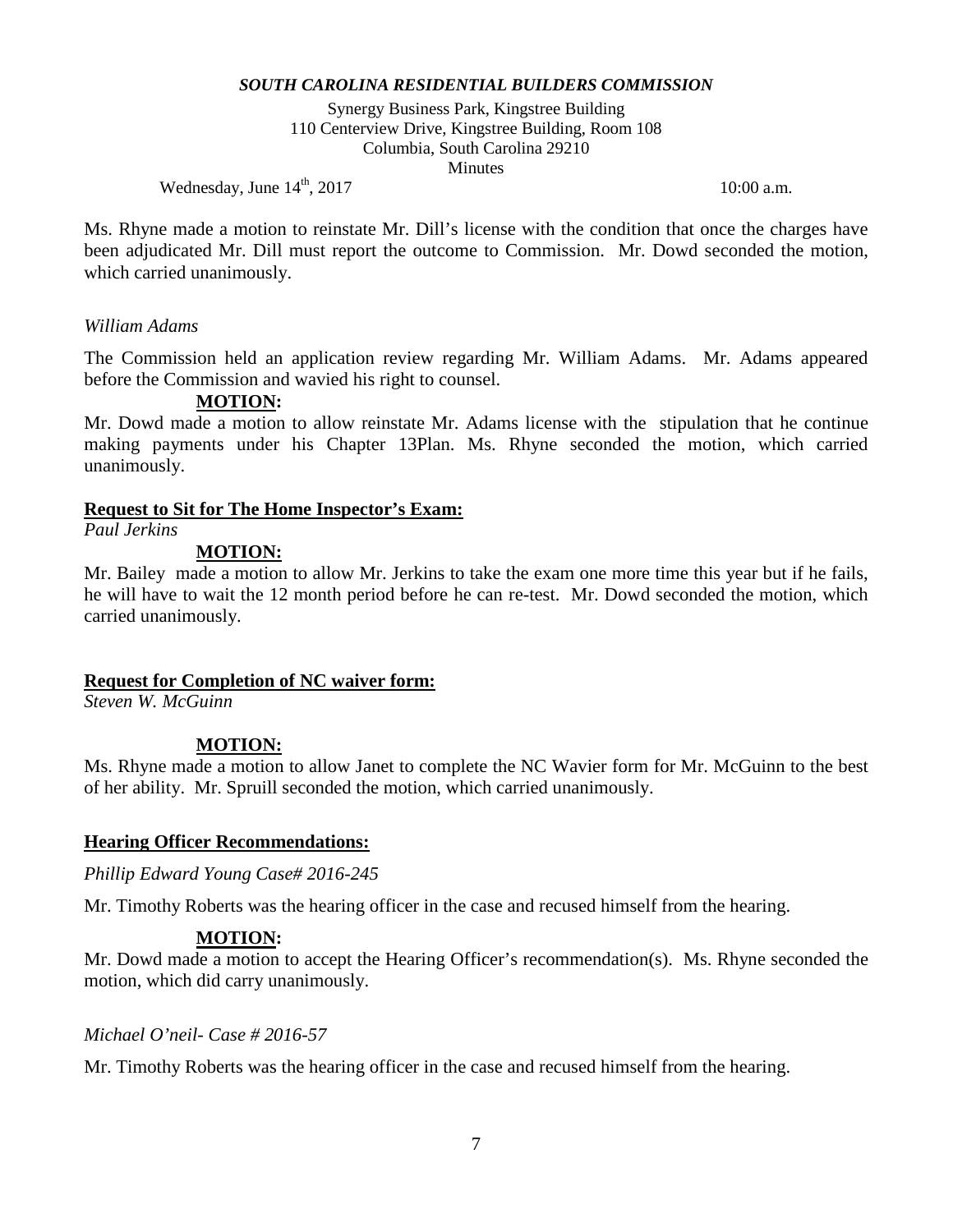Ms. Rhyne made a motion to reinstate Mr. Dill's license with the condition that once the charges have been adjudicated Mr. Dill must report the outcome to Commission. Mr. Dowd seconded the motion, which carried unanimously.

*William Adams*

The Commission held an application review regarding Mr. William Adams. Mr. Adams appeared before the Commission and wavied his right to counsel.

**MOTION:**

Mr. Dowd made a motion to allow reinstate Mr. Adams license with the stipulation that he continue making payments under his Chapter 13Plan. Ms. Rhyne seconded the motion, which carried unanimously.

**Request to Sit for The Home Inspector's Exam:**

*Paul Jerkins*

**MOTION:**

Mr. Bailey made a motion to allow Mr. Jerkins to take the exam one more time this year but if he fails, he will have to wait the 12 month period before he can re-test. Mr. Dowd seconded the motion, which carried unanimously.

**Request for Completion of NC waiver form:**

*Steven W. McGuinn*

**MOTION:**

Ms. Rhyne made a motion to allow Janet to complete the NC Wavier form for Mr. McGuinn to the best of her ability. Mr. Spruill seconded the motion, which carried unanimously.

**Hearing Officer Recommendations:**

*Phillip Edward Young Case# 2016-245*

Mr. Timothy Roberts was the hearing officer in the case and recused himself from the hearing.

**MOTION:**

Mr. Dowd made a motion to accept the Hearing Officer's recommendation(s). Ms. Rhyne seconded the motion, which did carry unanimously.

*Michael O'neil- Case # 2016-57*

Mr. Timothy Roberts was the hearing officer in the case and recused himself from the hearing.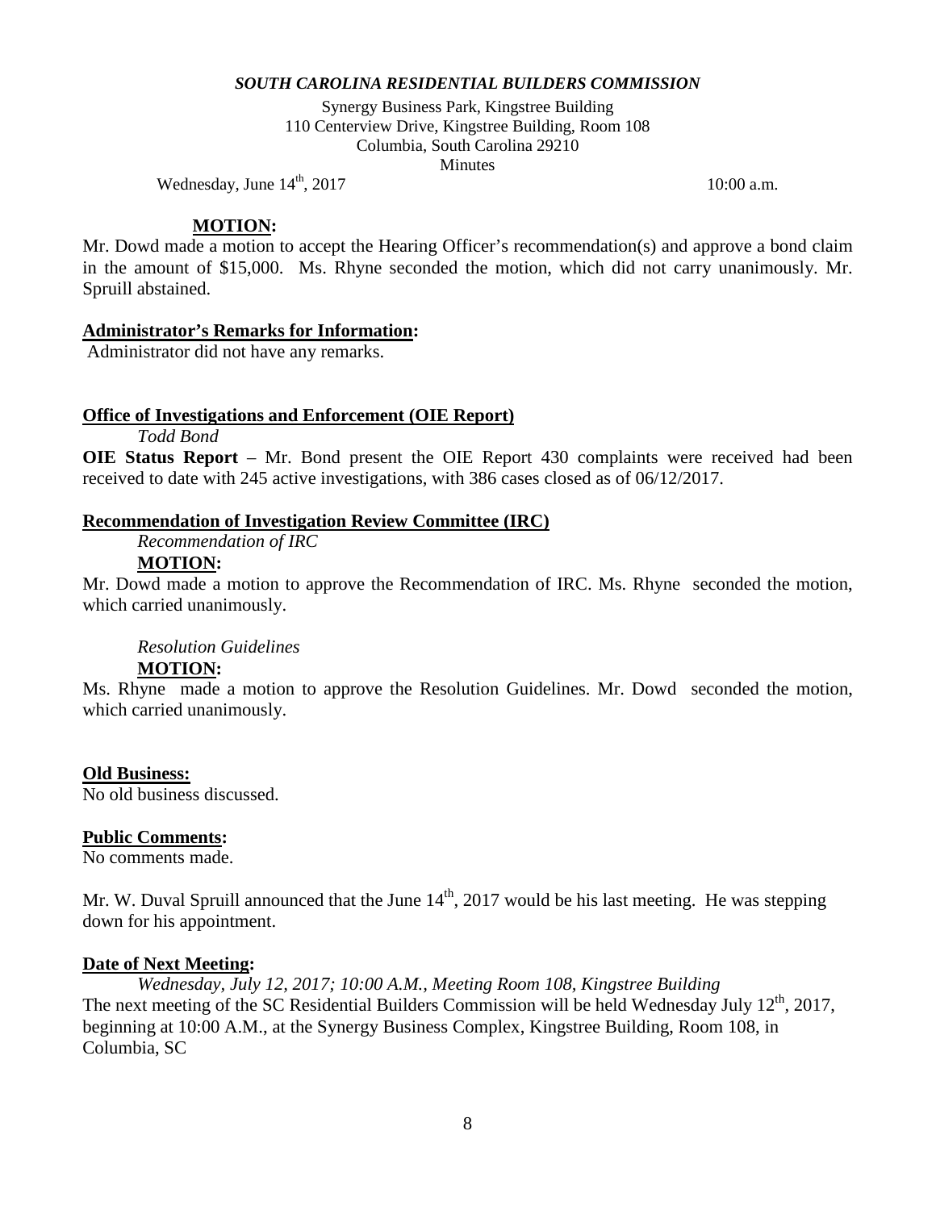*SOUTH CAROLINA RESIDENTIAL BUILDERS COMMISSION*

Synergy Business Park, Kingstree Building
110 Centerview Drive, Kingstree Building, Room 108
Columbia, South Carolina 29210
Minutes

Wednesday, June 14th, 2017 10:00 a.m.

**MOTION:**

Mr. Dowd made a motion to accept the Hearing Officer's recommendation(s) and approve a bond claim in the amount of $15,000. Ms. Rhyne seconded the motion, which did not carry unanimously. Mr. Spruill abstained.

**Administrator's Remarks for Information:**

Administrator did not have any remarks.

**Office of Investigations and Enforcement (OIE Report)**

*Todd Bond*

**OIE Status Report** – Mr. Bond present the OIE Report 430 complaints were received had been received to date with 245 active investigations, with 386 cases closed as of 06/12/2017.

**Recommendation of Investigation Review Committee (IRC)**

*Recommendation of IRC*

**MOTION:**

Mr. Dowd made a motion to approve the Recommendation of IRC. Ms. Rhyne seconded the motion, which carried unanimously.

*Resolution Guidelines*

**MOTION:**

Ms. Rhyne made a motion to approve the Resolution Guidelines. Mr. Dowd seconded the motion, which carried unanimously.

**Old Business:**

No old business discussed.

**Public Comments:**

No comments made.

Mr. W. Duval Spruill announced that the June 14th, 2017 would be his last meeting. He was stepping down for his appointment.

**Date of Next Meeting:**

*Wednesday, July 12, 2017; 10:00 A.M., Meeting Room 108, Kingstree Building*

The next meeting of the SC Residential Builders Commission will be held Wednesday July 12th, 2017, beginning at 10:00 A.M., at the Synergy Business Complex, Kingstree Building, Room 108, in Columbia, SC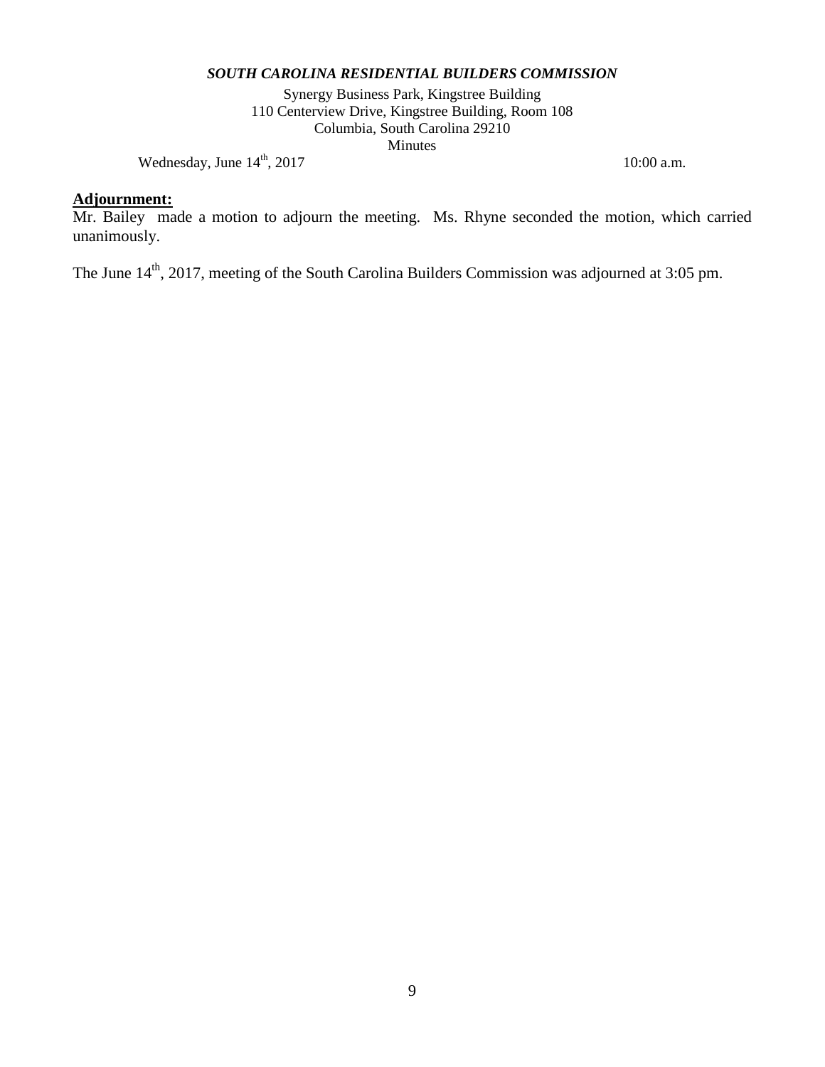***SOUTH CAROLINA RESIDENTIAL BUILDERS COMMISSION***

Synergy Business Park, Kingstree Building
110 Centerview Drive, Kingstree Building, Room 108
Columbia, South Carolina 29210
Minutes

Wednesday, June 14th, 2017 10:00 a.m.

**Adjournment:**
Mr. Bailey made a motion to adjourn the meeting. Ms. Rhyne seconded the motion, which carried unanimously.

The June 14th, 2017, meeting of the South Carolina Builders Commission was adjourned at 3:05 pm.